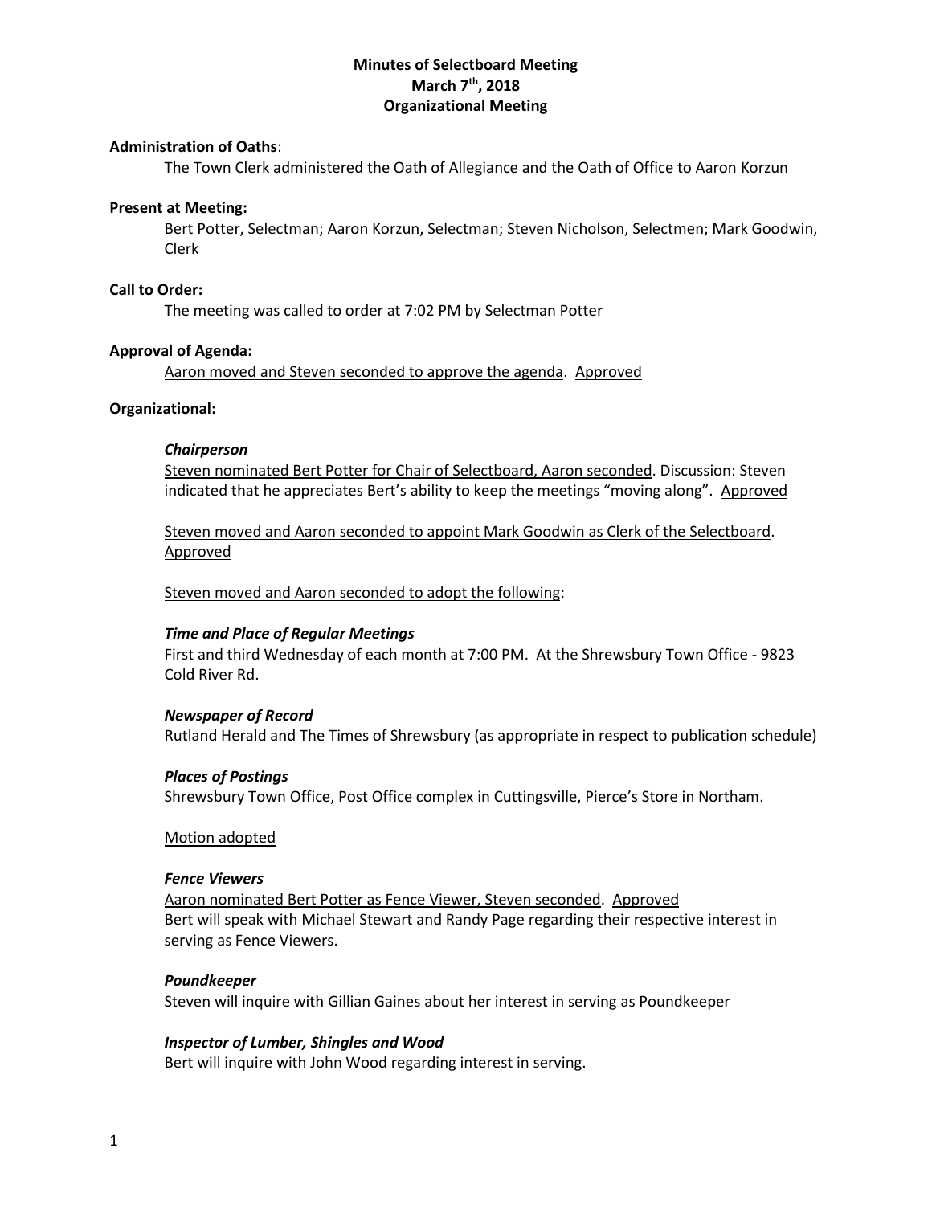# Minutes of Selectboard Meeting
## March 7th, 2018
## Organizational Meeting

**Administration of Oaths**:

The Town Clerk administered the Oath of Allegiance and the Oath of Office to Aaron Korzun

**Present at Meeting:**

Bert Potter, Selectman; Aaron Korzun, Selectman; Steven Nicholson, Selectmen; Mark Goodwin, Clerk

**Call to Order:**

The meeting was called to order at 7:02 PM by Selectman Potter

**Approval of Agenda:**

<u>Aaron moved and Steven seconded to approve the agenda</u>. <u>Approved</u>

**Organizational:**

***Chairperson***

<u>Steven nominated Bert Potter for Chair of Selectboard, Aaron seconded</u>. Discussion: Steven indicated that he appreciates Bert's ability to keep the meetings "moving along". <u>Approved</u>

<u>Steven moved and Aaron seconded to appoint Mark Goodwin as Clerk of the Selectboard</u>. <u>Approved</u>

<u>Steven moved and Aaron seconded to adopt the following</u>:

***Time and Place of Regular Meetings***

First and third Wednesday of each month at 7:00 PM. At the Shrewsbury Town Office - 9823 Cold River Rd.

***Newspaper of Record***

Rutland Herald and The Times of Shrewsbury (as appropriate in respect to publication schedule)

***Places of Postings***

Shrewsbury Town Office, Post Office complex in Cuttingsville, Pierce's Store in Northam.

<u>Motion adopted</u>

***Fence Viewers***

<u>Aaron nominated Bert Potter as Fence Viewer, Steven seconded</u>. <u>Approved</u>
Bert will speak with Michael Stewart and Randy Page regarding their respective interest in serving as Fence Viewers.

***Poundkeeper***

Steven will inquire with Gillian Gaines about her interest in serving as Poundkeeper

***Inspector of Lumber, Shingles and Wood***

Bert will inquire with John Wood regarding interest in serving.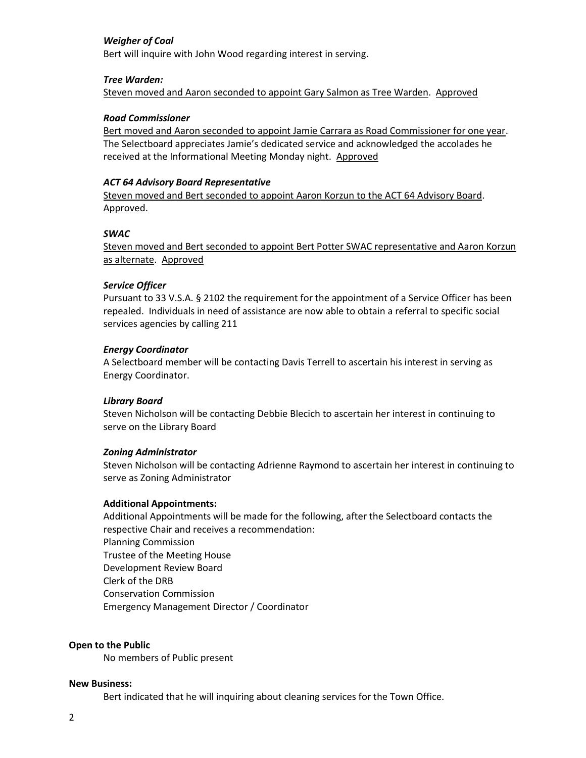***Weigher of Coal***

Bert will inquire with John Wood regarding interest in serving.

***Tree Warden:***

<u>Steven moved and Aaron seconded to appoint Gary Salmon as Tree Warden</u>. <u>Approved</u>

***Road Commissioner***

<u>Bert moved and Aaron seconded to appoint Jamie Carrara as Road Commissioner for one year</u>. The Selectboard appreciates Jamie's dedicated service and acknowledged the accolades he received at the Informational Meeting Monday night. <u>Approved</u>

***ACT 64 Advisory Board Representative***

<u>Steven moved and Bert seconded to appoint Aaron Korzun to the ACT 64 Advisory Board</u>. <u>Approved</u>.

***SWAC***

<u>Steven moved and Bert seconded to appoint Bert Potter SWAC representative and Aaron Korzun as alternate</u>. <u>Approved</u>

***Service Officer***

Pursuant to 33 V.S.A. § 2102 the requirement for the appointment of a Service Officer has been repealed. Individuals in need of assistance are now able to obtain a referral to specific social services agencies by calling 211

***Energy Coordinator***

A Selectboard member will be contacting Davis Terrell to ascertain his interest in serving as Energy Coordinator.

***Library Board***

Steven Nicholson will be contacting Debbie Blecich to ascertain her interest in continuing to serve on the Library Board

***Zoning Administrator***

Steven Nicholson will be contacting Adrienne Raymond to ascertain her interest in continuing to serve as Zoning Administrator

**Additional Appointments:**

Additional Appointments will be made for the following, after the Selectboard contacts the respective Chair and receives a recommendation:
Planning Commission
Trustee of the Meeting House
Development Review Board
Clerk of the DRB
Conservation Commission
Emergency Management Director / Coordinator

**Open to the Public**

No members of Public present

**New Business:**

Bert indicated that he will inquiring about cleaning services for the Town Office.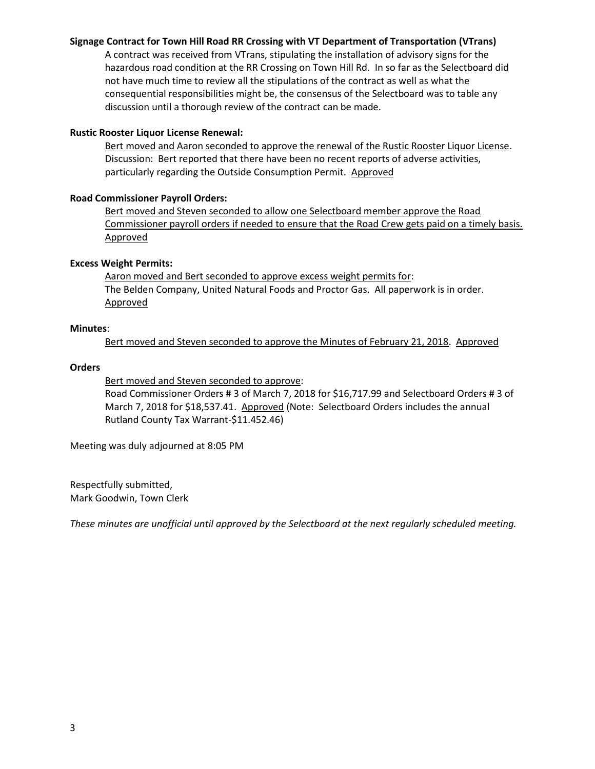**Signage Contract for Town Hill Road RR Crossing with VT Department of Transportation (VTrans)**

A contract was received from VTrans, stipulating the installation of advisory signs for the hazardous road condition at the RR Crossing on Town Hill Rd. In so far as the Selectboard did not have much time to review all the stipulations of the contract as well as what the consequential responsibilities might be, the consensus of the Selectboard was to table any discussion until a thorough review of the contract can be made.

**Rustic Rooster Liquor License Renewal:**

<u>Bert moved and Aaron seconded to approve the renewal of the Rustic Rooster Liquor License</u>. Discussion: Bert reported that there have been no recent reports of adverse activities, particularly regarding the Outside Consumption Permit. <u>Approved</u>

**Road Commissioner Payroll Orders:**

<u>Bert moved and Steven seconded to allow one Selectboard member approve the Road Commissioner payroll orders if needed to ensure that the Road Crew gets paid on a timely basis. Approved</u>

**Excess Weight Permits:**

<u>Aaron moved and Bert seconded to approve excess weight permits for</u>:
The Belden Company, United Natural Foods and Proctor Gas. All paperwork is in order. <u>Approved</u>

**Minutes**:

<u>Bert moved and Steven seconded to approve the Minutes of February 21, 2018</u>. <u>Approved</u>

**Orders**

<u>Bert moved and Steven seconded to approve</u>:
Road Commissioner Orders # 3 of March 7, 2018 for $16,717.99 and Selectboard Orders # 3 of March 7, 2018 for $18,537.41. <u>Approved</u> (Note: Selectboard Orders includes the annual Rutland County Tax Warrant-$11.452.46)

Meeting was duly adjourned at 8:05 PM

Respectfully submitted,
Mark Goodwin, Town Clerk

*These minutes are unofficial until approved by the Selectboard at the next regularly scheduled meeting.*